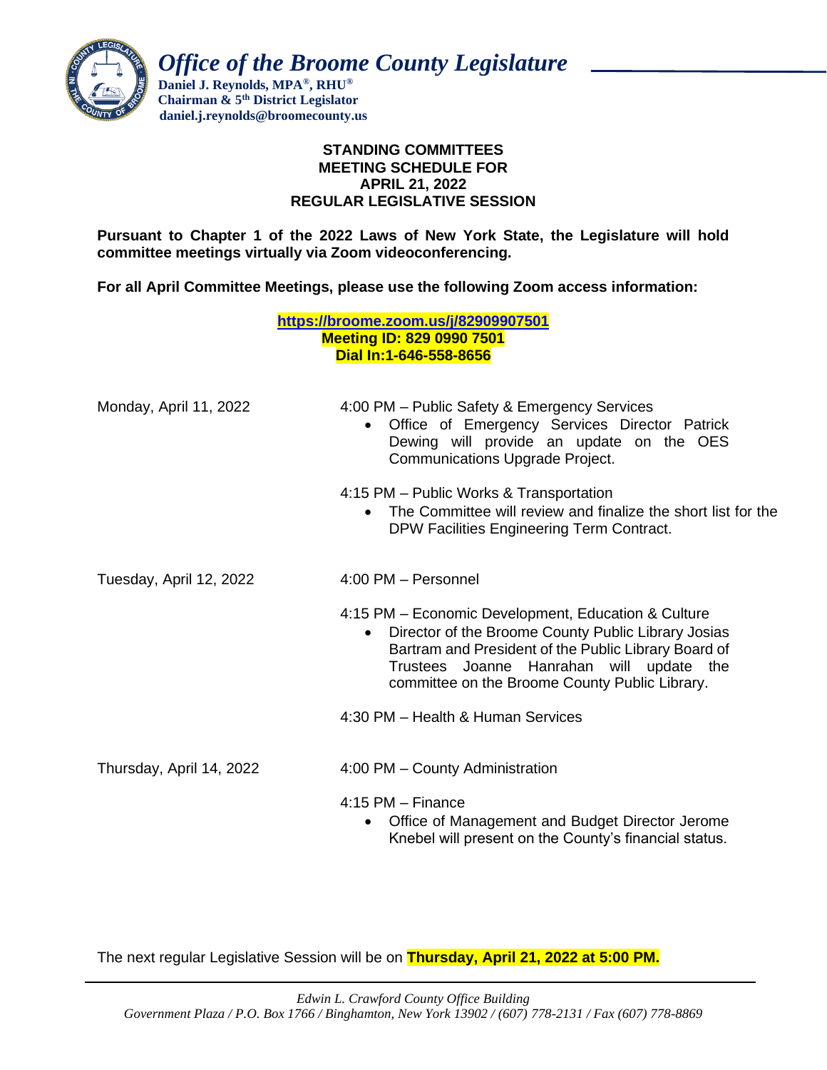*Office of the Broome County Legislature*

**Daniel J. Reynolds, MPA®, RHU®**
**Chairman & 5th District Legislator**
**daniel.j.reynolds@broomecounty.us**

**STANDING COMMITTEES**
**MEETING SCHEDULE FOR**
**APRIL 21, 2022**
**REGULAR LEGISLATIVE SESSION**

**Pursuant to Chapter 1 of the 2022 Laws of New York State, the Legislature will hold committee meetings virtually via Zoom videoconferencing.**

**For all April Committee Meetings, please use the following Zoom access information:**

**https://broome.zoom.us/j/82909907501**
**Meeting ID: 829 0990 7501**
**Dial In:1-646-558-8656**

Monday, April 11, 2022

4:00 PM – Public Safety & Emergency Services
- Office of Emergency Services Director Patrick Dewing will provide an update on the OES Communications Upgrade Project.

4:15 PM – Public Works & Transportation
- The Committee will review and finalize the short list for the DPW Facilities Engineering Term Contract.

Tuesday, April 12, 2022

4:00 PM – Personnel

4:15 PM – Economic Development, Education & Culture
- Director of the Broome County Public Library Josias Bartram and President of the Public Library Board of Trustees Joanne Hanrahan will update the committee on the Broome County Public Library.

4:30 PM – Health & Human Services

Thursday, April 14, 2022

4:00 PM – County Administration

4:15 PM – Finance
- Office of Management and Budget Director Jerome Knebel will present on the County's financial status.

The next regular Legislative Session will be on **Thursday, April 21, 2022 at 5:00 PM.**

*Edwin L. Crawford County Office Building*
*Government Plaza / P.O. Box 1766 / Binghamton, New York 13902 / (607) 778-2131 / Fax (607) 778-8869*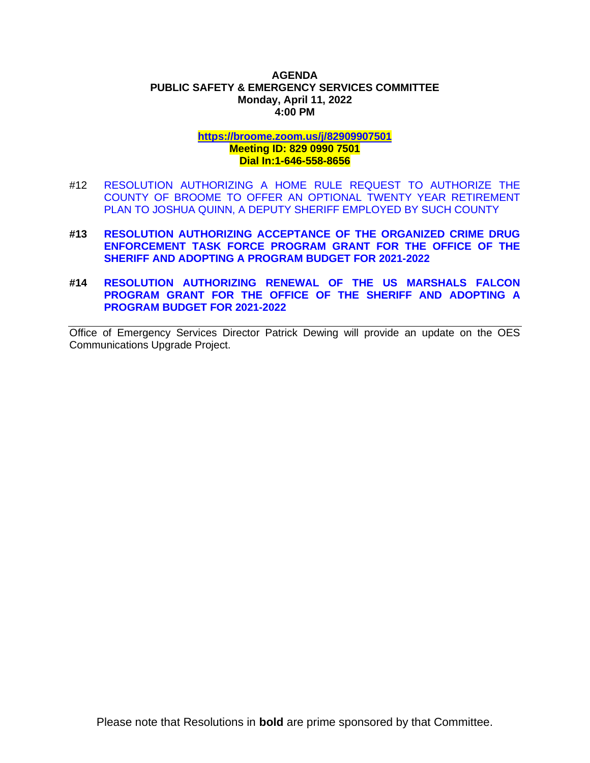**AGENDA**
**PUBLIC SAFETY & EMERGENCY SERVICES COMMITTEE**
**Monday, April 11, 2022**
**4:00 PM**

**https://broome.zoom.us/j/82909907501**
**Meeting ID: 829 0990 7501**
**Dial In:1-646-558-8656**

#12 RESOLUTION AUTHORIZING A HOME RULE REQUEST TO AUTHORIZE THE COUNTY OF BROOME TO OFFER AN OPTIONAL TWENTY YEAR RETIREMENT PLAN TO JOSHUA QUINN, A DEPUTY SHERIFF EMPLOYED BY SUCH COUNTY

**#13 RESOLUTION AUTHORIZING ACCEPTANCE OF THE ORGANIZED CRIME DRUG ENFORCEMENT TASK FORCE PROGRAM GRANT FOR THE OFFICE OF THE SHERIFF AND ADOPTING A PROGRAM BUDGET FOR 2021-2022**

**#14 RESOLUTION AUTHORIZING RENEWAL OF THE US MARSHALS FALCON PROGRAM GRANT FOR THE OFFICE OF THE SHERIFF AND ADOPTING A PROGRAM BUDGET FOR 2021-2022**

---

Office of Emergency Services Director Patrick Dewing will provide an update on the OES Communications Upgrade Project.

Please note that Resolutions in **bold** are prime sponsored by that Committee.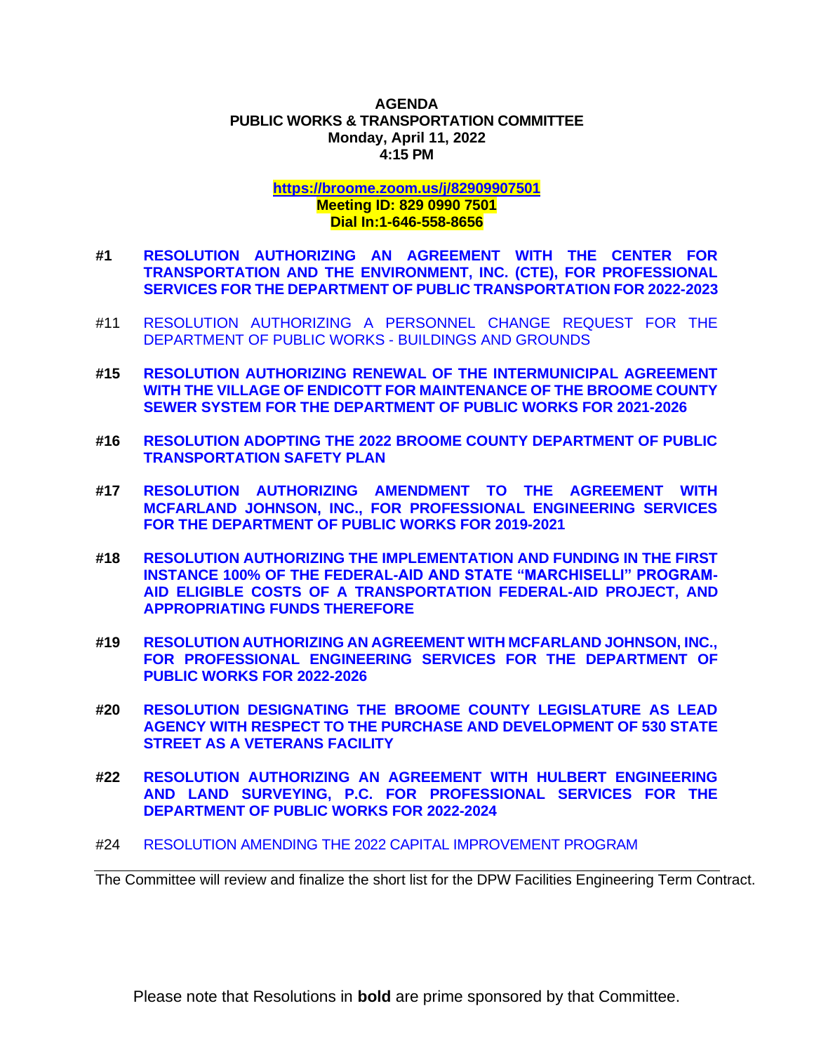**AGENDA**
**PUBLIC WORKS & TRANSPORTATION COMMITTEE**
**Monday, April 11, 2022**
**4:15 PM**

**https://broome.zoom.us/j/82909907501**
**Meeting ID: 829 0990 7501**
**Dial In:1-646-558-8656**

**#1 RESOLUTION AUTHORIZING AN AGREEMENT WITH THE CENTER FOR TRANSPORTATION AND THE ENVIRONMENT, INC. (CTE), FOR PROFESSIONAL SERVICES FOR THE DEPARTMENT OF PUBLIC TRANSPORTATION FOR 2022-2023**

#11 RESOLUTION AUTHORIZING A PERSONNEL CHANGE REQUEST FOR THE DEPARTMENT OF PUBLIC WORKS - BUILDINGS AND GROUNDS

**#15 RESOLUTION AUTHORIZING RENEWAL OF THE INTERMUNICIPAL AGREEMENT WITH THE VILLAGE OF ENDICOTT FOR MAINTENANCE OF THE BROOME COUNTY SEWER SYSTEM FOR THE DEPARTMENT OF PUBLIC WORKS FOR 2021-2026**

**#16 RESOLUTION ADOPTING THE 2022 BROOME COUNTY DEPARTMENT OF PUBLIC TRANSPORTATION SAFETY PLAN**

**#17 RESOLUTION AUTHORIZING AMENDMENT TO THE AGREEMENT WITH MCFARLAND JOHNSON, INC., FOR PROFESSIONAL ENGINEERING SERVICES FOR THE DEPARTMENT OF PUBLIC WORKS FOR 2019-2021**

**#18 RESOLUTION AUTHORIZING THE IMPLEMENTATION AND FUNDING IN THE FIRST INSTANCE 100% OF THE FEDERAL-AID AND STATE "MARCHISELLI" PROGRAM-AID ELIGIBLE COSTS OF A TRANSPORTATION FEDERAL-AID PROJECT, AND APPROPRIATING FUNDS THEREFORE**

**#19 RESOLUTION AUTHORIZING AN AGREEMENT WITH MCFARLAND JOHNSON, INC., FOR PROFESSIONAL ENGINEERING SERVICES FOR THE DEPARTMENT OF PUBLIC WORKS FOR 2022-2026**

**#20 RESOLUTION DESIGNATING THE BROOME COUNTY LEGISLATURE AS LEAD AGENCY WITH RESPECT TO THE PURCHASE AND DEVELOPMENT OF 530 STATE STREET AS A VETERANS FACILITY**

**#22 RESOLUTION AUTHORIZING AN AGREEMENT WITH HULBERT ENGINEERING AND LAND SURVEYING, P.C. FOR PROFESSIONAL SERVICES FOR THE DEPARTMENT OF PUBLIC WORKS FOR 2022-2024**

#24 RESOLUTION AMENDING THE 2022 CAPITAL IMPROVEMENT PROGRAM

---

The Committee will review and finalize the short list for the DPW Facilities Engineering Term Contract.

Please note that Resolutions in **bold** are prime sponsored by that Committee.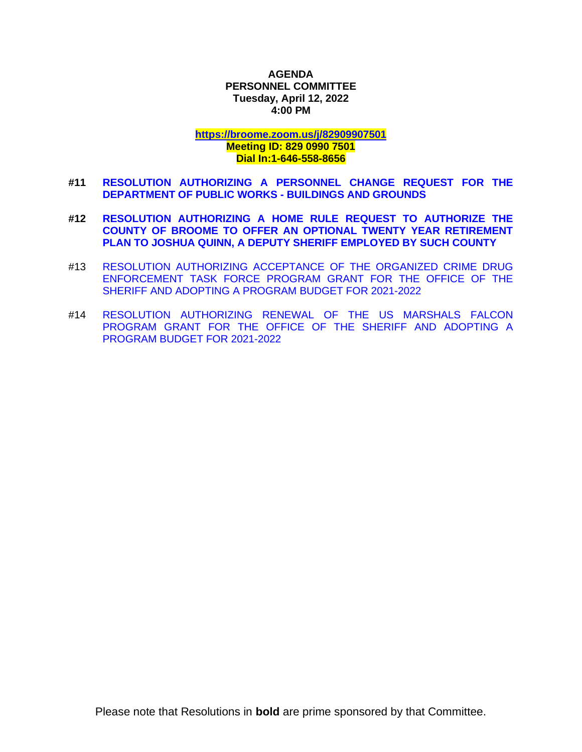**AGENDA**
**PERSONNEL COMMITTEE**
**Tuesday, April 12, 2022**
**4:00 PM**

**https://broome.zoom.us/j/82909907501**
**Meeting ID: 829 0990 7501**
**Dial In:1-646-558-8656**

**#11 RESOLUTION AUTHORIZING A PERSONNEL CHANGE REQUEST FOR THE DEPARTMENT OF PUBLIC WORKS - BUILDINGS AND GROUNDS**

**#12 RESOLUTION AUTHORIZING A HOME RULE REQUEST TO AUTHORIZE THE COUNTY OF BROOME TO OFFER AN OPTIONAL TWENTY YEAR RETIREMENT PLAN TO JOSHUA QUINN, A DEPUTY SHERIFF EMPLOYED BY SUCH COUNTY**

#13 RESOLUTION AUTHORIZING ACCEPTANCE OF THE ORGANIZED CRIME DRUG ENFORCEMENT TASK FORCE PROGRAM GRANT FOR THE OFFICE OF THE SHERIFF AND ADOPTING A PROGRAM BUDGET FOR 2021-2022

#14 RESOLUTION AUTHORIZING RENEWAL OF THE US MARSHALS FALCON PROGRAM GRANT FOR THE OFFICE OF THE SHERIFF AND ADOPTING A PROGRAM BUDGET FOR 2021-2022

Please note that Resolutions in **bold** are prime sponsored by that Committee.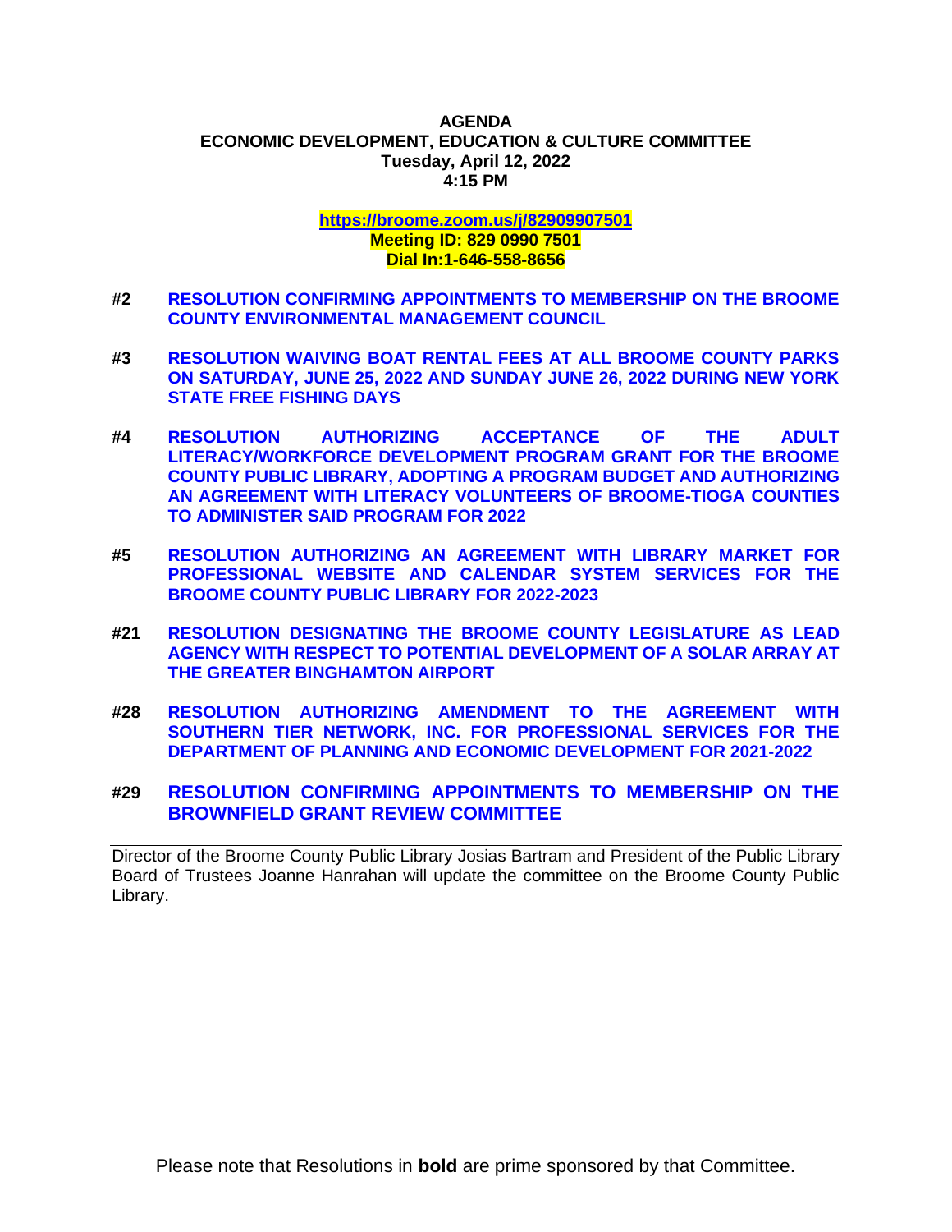**AGENDA**
**ECONOMIC DEVELOPMENT, EDUCATION & CULTURE COMMITTEE**
**Tuesday, April 12, 2022**
**4:15 PM**

**https://broome.zoom.us/j/82909907501**
**Meeting ID: 829 0990 7501**
**Dial In:1-646-558-8656**

**#2** **RESOLUTION CONFIRMING APPOINTMENTS TO MEMBERSHIP ON THE BROOME COUNTY ENVIRONMENTAL MANAGEMENT COUNCIL**

**#3** **RESOLUTION WAIVING BOAT RENTAL FEES AT ALL BROOME COUNTY PARKS ON SATURDAY, JUNE 25, 2022 AND SUNDAY JUNE 26, 2022 DURING NEW YORK STATE FREE FISHING DAYS**

**#4** **RESOLUTION AUTHORIZING ACCEPTANCE OF THE ADULT LITERACY/WORKFORCE DEVELOPMENT PROGRAM GRANT FOR THE BROOME COUNTY PUBLIC LIBRARY, ADOPTING A PROGRAM BUDGET AND AUTHORIZING AN AGREEMENT WITH LITERACY VOLUNTEERS OF BROOME-TIOGA COUNTIES TO ADMINISTER SAID PROGRAM FOR 2022**

**#5** **RESOLUTION AUTHORIZING AN AGREEMENT WITH LIBRARY MARKET FOR PROFESSIONAL WEBSITE AND CALENDAR SYSTEM SERVICES FOR THE BROOME COUNTY PUBLIC LIBRARY FOR 2022-2023**

**#21** **RESOLUTION DESIGNATING THE BROOME COUNTY LEGISLATURE AS LEAD AGENCY WITH RESPECT TO POTENTIAL DEVELOPMENT OF A SOLAR ARRAY AT THE GREATER BINGHAMTON AIRPORT**

**#28** **RESOLUTION AUTHORIZING AMENDMENT TO THE AGREEMENT WITH SOUTHERN TIER NETWORK, INC. FOR PROFESSIONAL SERVICES FOR THE DEPARTMENT OF PLANNING AND ECONOMIC DEVELOPMENT FOR 2021-2022**

**#29** **RESOLUTION CONFIRMING APPOINTMENTS TO MEMBERSHIP ON THE BROWNFIELD GRANT REVIEW COMMITTEE**

---

Director of the Broome County Public Library Josias Bartram and President of the Public Library Board of Trustees Joanne Hanrahan will update the committee on the Broome County Public Library.

Please note that Resolutions in **bold** are prime sponsored by that Committee.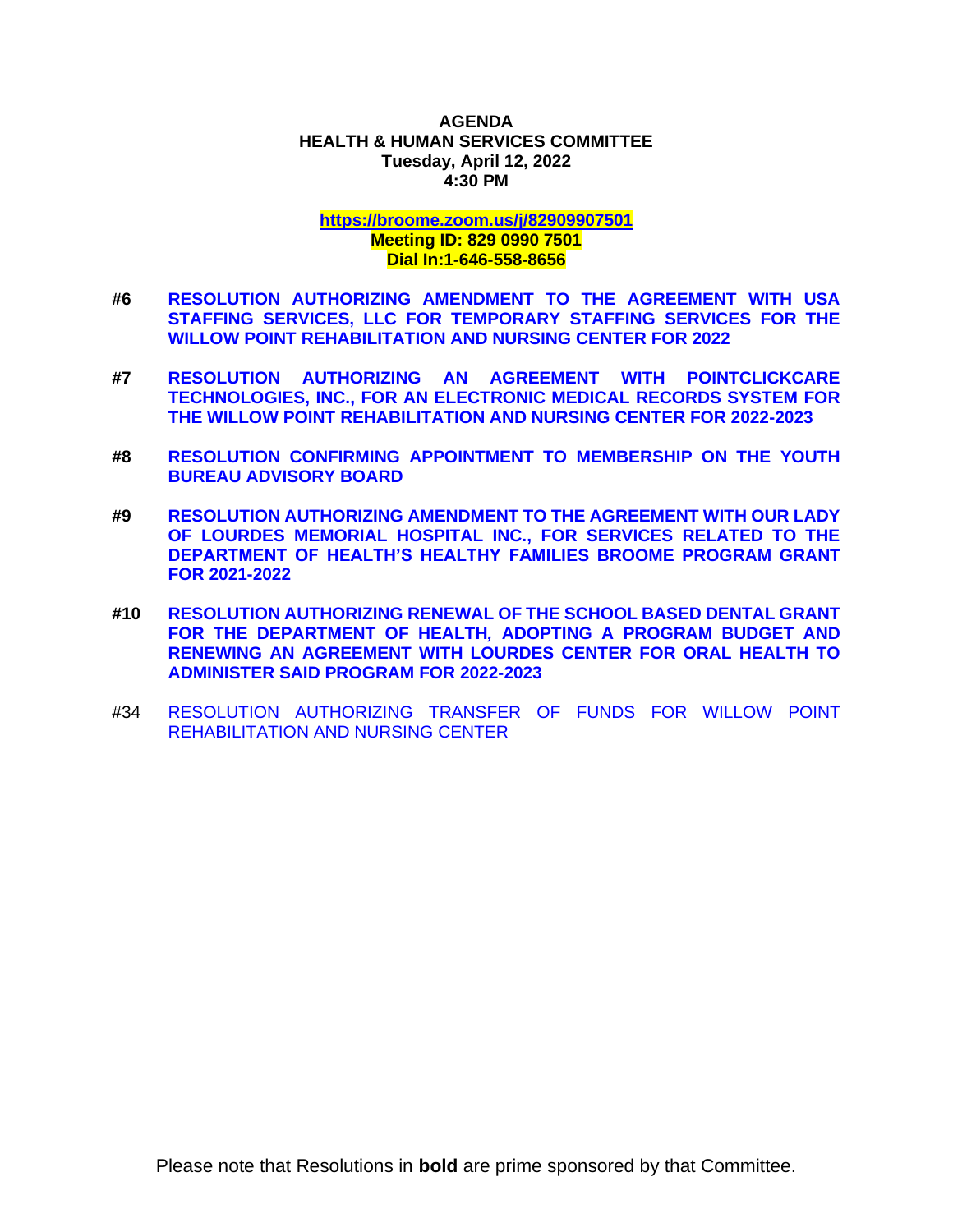**AGENDA**
**HEALTH & HUMAN SERVICES COMMITTEE**
**Tuesday, April 12, 2022**
**4:30 PM**

**https://broome.zoom.us/j/82909907501**
**Meeting ID: 829 0990 7501**
**Dial In:1-646-558-8656**

**#6 RESOLUTION AUTHORIZING AMENDMENT TO THE AGREEMENT WITH USA STAFFING SERVICES, LLC FOR TEMPORARY STAFFING SERVICES FOR THE WILLOW POINT REHABILITATION AND NURSING CENTER FOR 2022**

**#7 RESOLUTION AUTHORIZING AN AGREEMENT WITH POINTCLICKCARE TECHNOLOGIES, INC., FOR AN ELECTRONIC MEDICAL RECORDS SYSTEM FOR THE WILLOW POINT REHABILITATION AND NURSING CENTER FOR 2022-2023**

**#8 RESOLUTION CONFIRMING APPOINTMENT TO MEMBERSHIP ON THE YOUTH BUREAU ADVISORY BOARD**

**#9 RESOLUTION AUTHORIZING AMENDMENT TO THE AGREEMENT WITH OUR LADY OF LOURDES MEMORIAL HOSPITAL INC., FOR SERVICES RELATED TO THE DEPARTMENT OF HEALTH'S HEALTHY FAMILIES BROOME PROGRAM GRANT FOR 2021-2022**

**#10 RESOLUTION AUTHORIZING RENEWAL OF THE SCHOOL BASED DENTAL GRANT FOR THE DEPARTMENT OF HEALTH, ADOPTING A PROGRAM BUDGET AND RENEWING AN AGREEMENT WITH LOURDES CENTER FOR ORAL HEALTH TO ADMINISTER SAID PROGRAM FOR 2022-2023**

#34 RESOLUTION AUTHORIZING TRANSFER OF FUNDS FOR WILLOW POINT REHABILITATION AND NURSING CENTER

Please note that Resolutions in **bold** are prime sponsored by that Committee.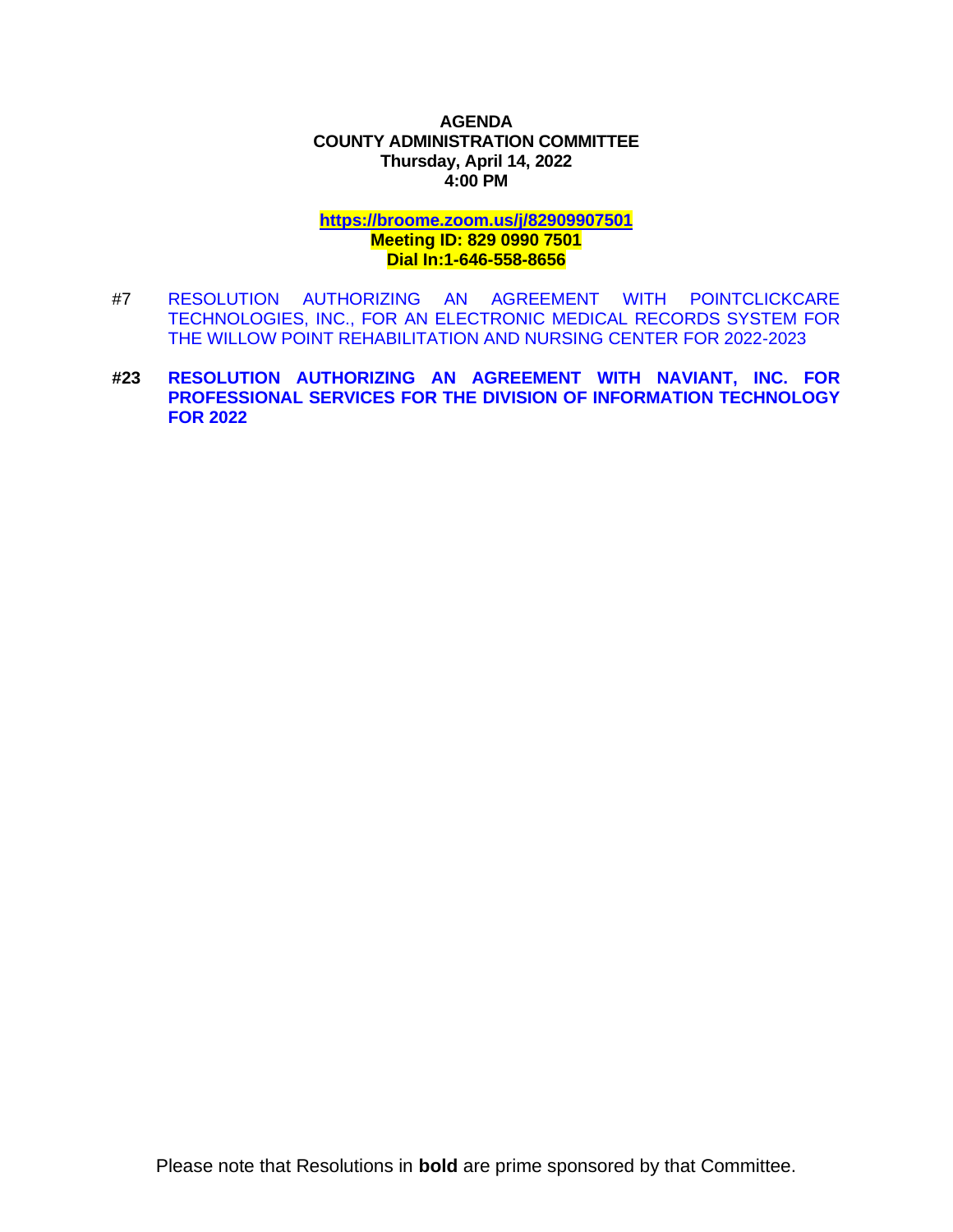**AGENDA**
**COUNTY ADMINISTRATION COMMITTEE**
**Thursday, April 14, 2022**
**4:00 PM**

**https://broome.zoom.us/j/82909907501**
**Meeting ID: 829 0990 7501**
**Dial In:1-646-558-8656**

#7 RESOLUTION AUTHORIZING AN AGREEMENT WITH POINTCLICKCARE TECHNOLOGIES, INC., FOR AN ELECTRONIC MEDICAL RECORDS SYSTEM FOR THE WILLOW POINT REHABILITATION AND NURSING CENTER FOR 2022-2023

**#23 RESOLUTION AUTHORIZING AN AGREEMENT WITH NAVIANT, INC. FOR PROFESSIONAL SERVICES FOR THE DIVISION OF INFORMATION TECHNOLOGY FOR 2022**

Please note that Resolutions in **bold** are prime sponsored by that Committee.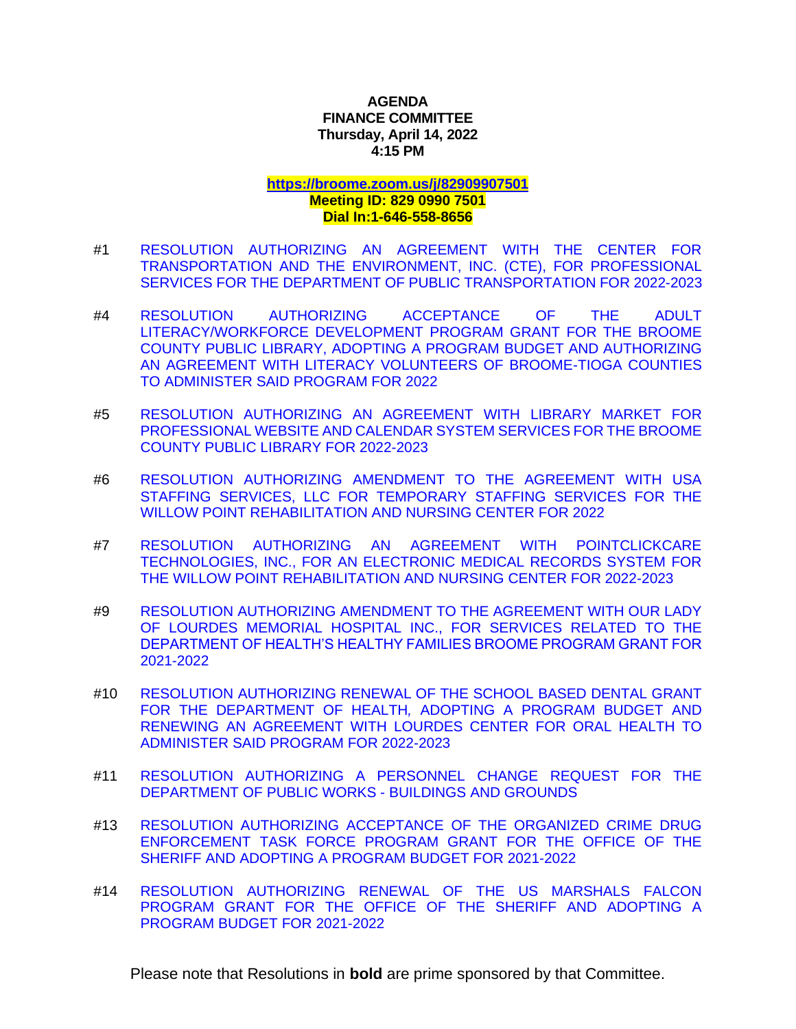**AGENDA**
**FINANCE COMMITTEE**
**Thursday, April 14, 2022**
**4:15 PM**

**https://broome.zoom.us/j/82909907501**
**Meeting ID: 829 0990 7501**
**Dial In:1-646-558-8656**

#1 RESOLUTION AUTHORIZING AN AGREEMENT WITH THE CENTER FOR TRANSPORTATION AND THE ENVIRONMENT, INC. (CTE), FOR PROFESSIONAL SERVICES FOR THE DEPARTMENT OF PUBLIC TRANSPORTATION FOR 2022-2023

#4 RESOLUTION AUTHORIZING ACCEPTANCE OF THE ADULT LITERACY/WORKFORCE DEVELOPMENT PROGRAM GRANT FOR THE BROOME COUNTY PUBLIC LIBRARY, ADOPTING A PROGRAM BUDGET AND AUTHORIZING AN AGREEMENT WITH LITERACY VOLUNTEERS OF BROOME-TIOGA COUNTIES TO ADMINISTER SAID PROGRAM FOR 2022

#5 RESOLUTION AUTHORIZING AN AGREEMENT WITH LIBRARY MARKET FOR PROFESSIONAL WEBSITE AND CALENDAR SYSTEM SERVICES FOR THE BROOME COUNTY PUBLIC LIBRARY FOR 2022-2023

#6 RESOLUTION AUTHORIZING AMENDMENT TO THE AGREEMENT WITH USA STAFFING SERVICES, LLC FOR TEMPORARY STAFFING SERVICES FOR THE WILLOW POINT REHABILITATION AND NURSING CENTER FOR 2022

#7 RESOLUTION AUTHORIZING AN AGREEMENT WITH POINTCLICKCARE TECHNOLOGIES, INC., FOR AN ELECTRONIC MEDICAL RECORDS SYSTEM FOR THE WILLOW POINT REHABILITATION AND NURSING CENTER FOR 2022-2023

#9 RESOLUTION AUTHORIZING AMENDMENT TO THE AGREEMENT WITH OUR LADY OF LOURDES MEMORIAL HOSPITAL INC., FOR SERVICES RELATED TO THE DEPARTMENT OF HEALTH'S HEALTHY FAMILIES BROOME PROGRAM GRANT FOR 2021-2022

#10 RESOLUTION AUTHORIZING RENEWAL OF THE SCHOOL BASED DENTAL GRANT FOR THE DEPARTMENT OF HEALTH, ADOPTING A PROGRAM BUDGET AND RENEWING AN AGREEMENT WITH LOURDES CENTER FOR ORAL HEALTH TO ADMINISTER SAID PROGRAM FOR 2022-2023

#11 RESOLUTION AUTHORIZING A PERSONNEL CHANGE REQUEST FOR THE DEPARTMENT OF PUBLIC WORKS - BUILDINGS AND GROUNDS

#13 RESOLUTION AUTHORIZING ACCEPTANCE OF THE ORGANIZED CRIME DRUG ENFORCEMENT TASK FORCE PROGRAM GRANT FOR THE OFFICE OF THE SHERIFF AND ADOPTING A PROGRAM BUDGET FOR 2021-2022

#14 RESOLUTION AUTHORIZING RENEWAL OF THE US MARSHALS FALCON PROGRAM GRANT FOR THE OFFICE OF THE SHERIFF AND ADOPTING A PROGRAM BUDGET FOR 2021-2022

Please note that Resolutions in **bold** are prime sponsored by that Committee.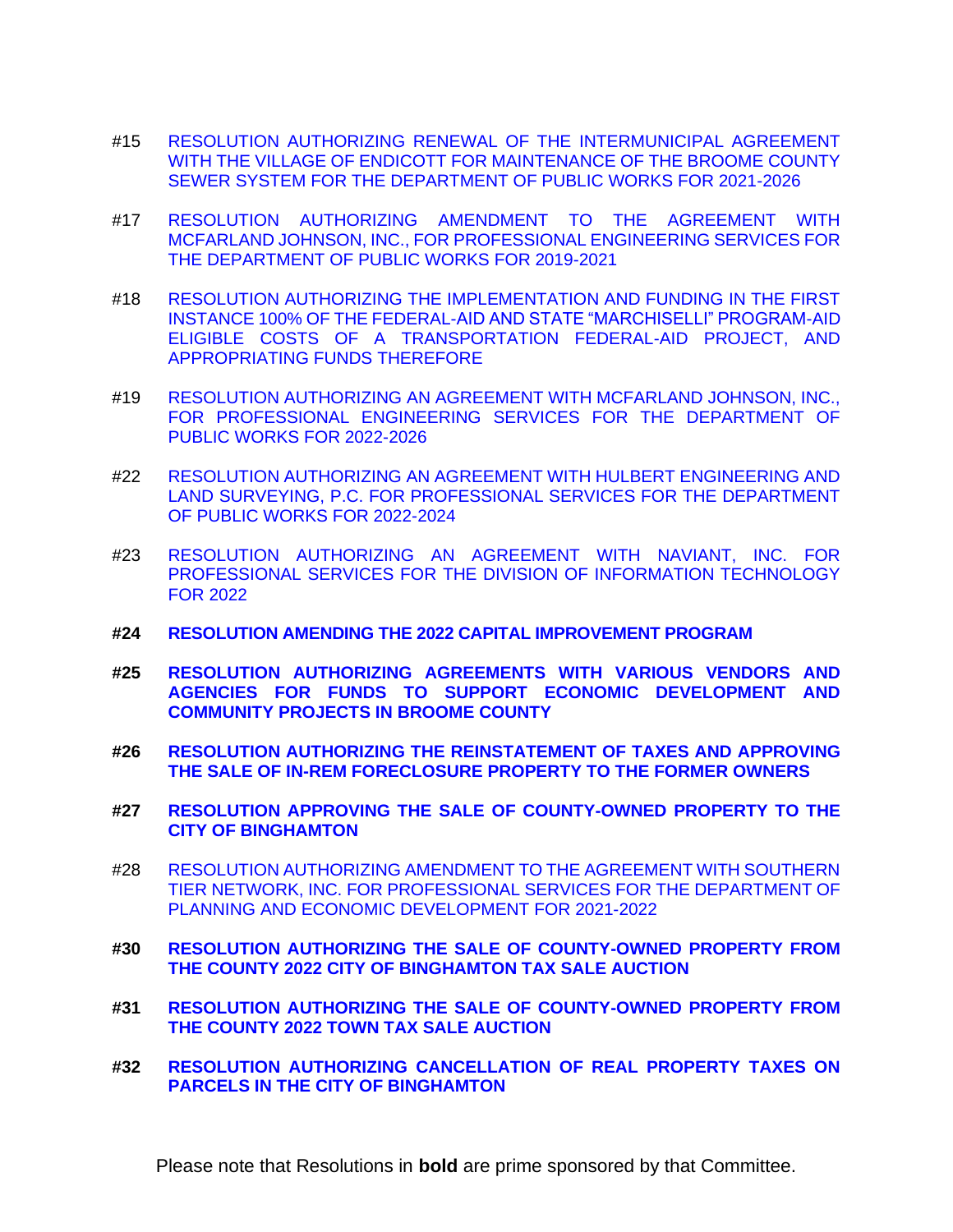#15 RESOLUTION AUTHORIZING RENEWAL OF THE INTERMUNICIPAL AGREEMENT WITH THE VILLAGE OF ENDICOTT FOR MAINTENANCE OF THE BROOME COUNTY SEWER SYSTEM FOR THE DEPARTMENT OF PUBLIC WORKS FOR 2021-2026

#17 RESOLUTION AUTHORIZING AMENDMENT TO THE AGREEMENT WITH MCFARLAND JOHNSON, INC., FOR PROFESSIONAL ENGINEERING SERVICES FOR THE DEPARTMENT OF PUBLIC WORKS FOR 2019-2021

#18 RESOLUTION AUTHORIZING THE IMPLEMENTATION AND FUNDING IN THE FIRST INSTANCE 100% OF THE FEDERAL-AID AND STATE "MARCHISELLI" PROGRAM-AID ELIGIBLE COSTS OF A TRANSPORTATION FEDERAL-AID PROJECT, AND APPROPRIATING FUNDS THEREFORE

#19 RESOLUTION AUTHORIZING AN AGREEMENT WITH MCFARLAND JOHNSON, INC., FOR PROFESSIONAL ENGINEERING SERVICES FOR THE DEPARTMENT OF PUBLIC WORKS FOR 2022-2026

#22 RESOLUTION AUTHORIZING AN AGREEMENT WITH HULBERT ENGINEERING AND LAND SURVEYING, P.C. FOR PROFESSIONAL SERVICES FOR THE DEPARTMENT OF PUBLIC WORKS FOR 2022-2024

#23 RESOLUTION AUTHORIZING AN AGREEMENT WITH NAVIANT, INC. FOR PROFESSIONAL SERVICES FOR THE DIVISION OF INFORMATION TECHNOLOGY FOR 2022

**#24 RESOLUTION AMENDING THE 2022 CAPITAL IMPROVEMENT PROGRAM**

**#25 RESOLUTION AUTHORIZING AGREEMENTS WITH VARIOUS VENDORS AND AGENCIES FOR FUNDS TO SUPPORT ECONOMIC DEVELOPMENT AND COMMUNITY PROJECTS IN BROOME COUNTY**

**#26 RESOLUTION AUTHORIZING THE REINSTATEMENT OF TAXES AND APPROVING THE SALE OF IN-REM FORECLOSURE PROPERTY TO THE FORMER OWNERS**

**#27 RESOLUTION APPROVING THE SALE OF COUNTY-OWNED PROPERTY TO THE CITY OF BINGHAMTON**

#28 RESOLUTION AUTHORIZING AMENDMENT TO THE AGREEMENT WITH SOUTHERN TIER NETWORK, INC. FOR PROFESSIONAL SERVICES FOR THE DEPARTMENT OF PLANNING AND ECONOMIC DEVELOPMENT FOR 2021-2022

**#30 RESOLUTION AUTHORIZING THE SALE OF COUNTY-OWNED PROPERTY FROM THE COUNTY 2022 CITY OF BINGHAMTON TAX SALE AUCTION**

**#31 RESOLUTION AUTHORIZING THE SALE OF COUNTY-OWNED PROPERTY FROM THE COUNTY 2022 TOWN TAX SALE AUCTION**

**#32 RESOLUTION AUTHORIZING CANCELLATION OF REAL PROPERTY TAXES ON PARCELS IN THE CITY OF BINGHAMTON**

Please note that Resolutions in **bold** are prime sponsored by that Committee.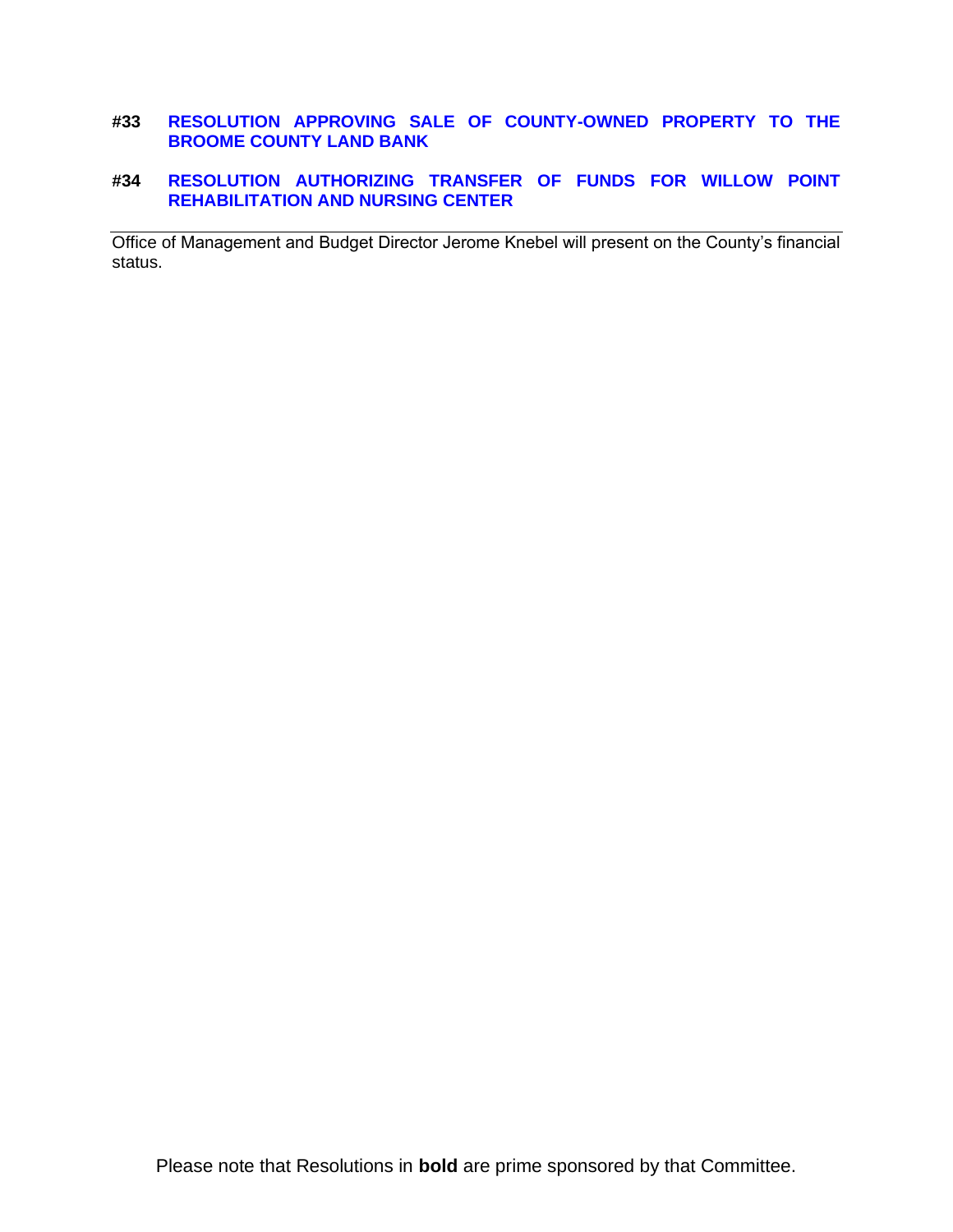**#33** **RESOLUTION APPROVING SALE OF COUNTY-OWNED PROPERTY TO THE BROOME COUNTY LAND BANK**

**#34** **RESOLUTION AUTHORIZING TRANSFER OF FUNDS FOR WILLOW POINT REHABILITATION AND NURSING CENTER**

---

Office of Management and Budget Director Jerome Knebel will present on the County's financial status.

Please note that Resolutions in **bold** are prime sponsored by that Committee.